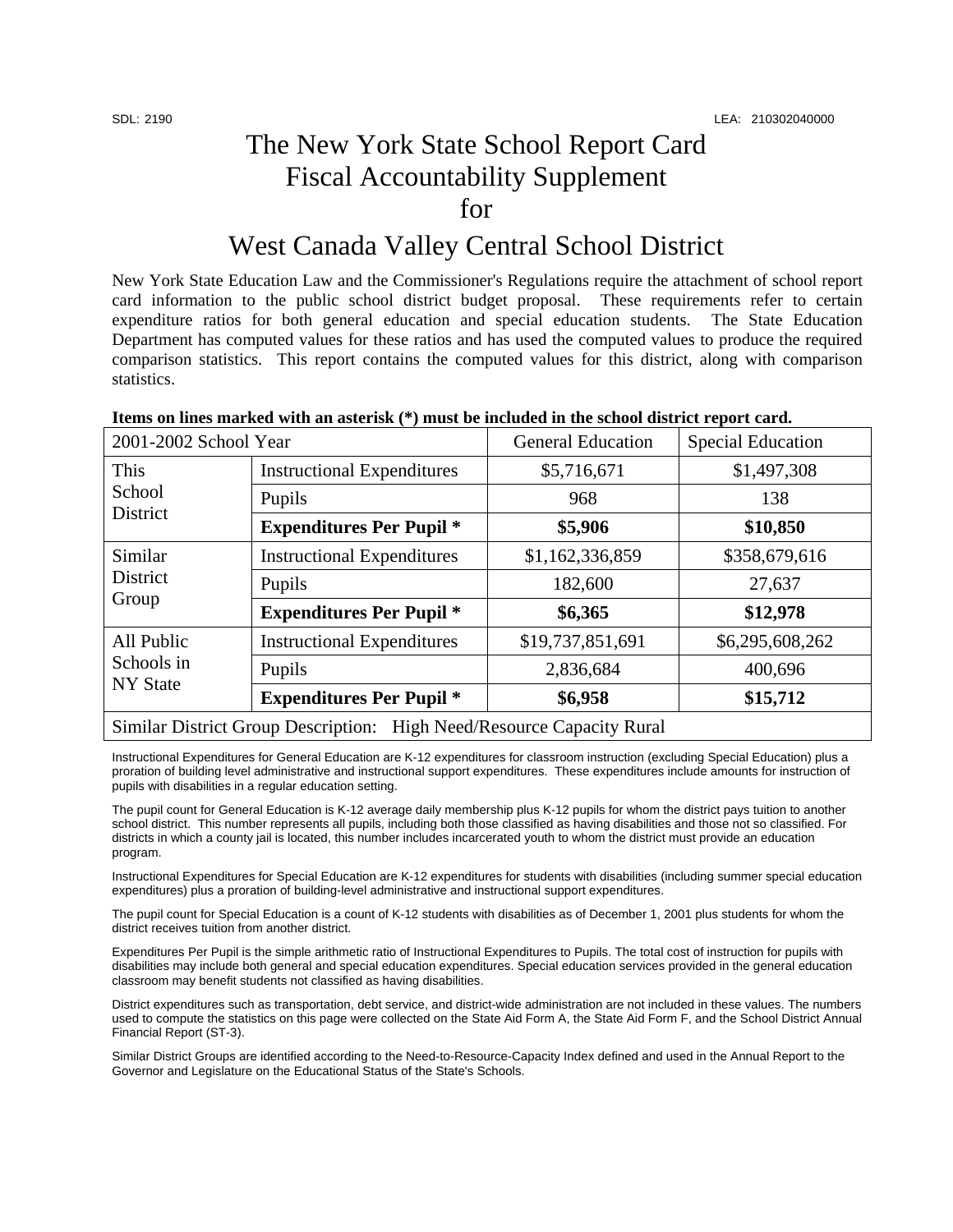SDL: 2190 LEA: 210302040000

# The New York State School Report Card Fiscal Accountability Supplement for

# West Canada Valley Central School District

New York State Education Law and the Commissioner's Regulations require the attachment of school report card information to the public school district budget proposal. These requirements refer to certain expenditure ratios for both general education and special education students. The State Education Department has computed values for these ratios and has used the computed values to produce the required comparison statistics. This report contains the computed values for this district, along with comparison statistics.

**Items on lines marked with an asterisk (*) must be included in the school district report card.**

| 2001-2002 School Year | | General Education | Special Education |
|---|---|---|---|
| This School District | Instructional Expenditures | $5,716,671 | $1,497,308 |
| | Pupils | 968 | 138 |
| | **Expenditures Per Pupil *** | **$5,906** | **$10,850** |
| Similar District Group | Instructional Expenditures | $1,162,336,859 | $358,679,616 |
| | Pupils | 182,600 | 27,637 |
| | **Expenditures Per Pupil *** | **$6,365** | **$12,978** |
| All Public Schools in NY State | Instructional Expenditures | $19,737,851,691 | $6,295,608,262 |
| | Pupils | 2,836,684 | 400,696 |
| | **Expenditures Per Pupil *** | **$6,958** | **$15,712** |
| Similar District Group Description: High Need/Resource Capacity Rural | | | |

Instructional Expenditures for General Education are K-12 expenditures for classroom instruction (excluding Special Education) plus a proration of building level administrative and instructional support expenditures. These expenditures include amounts for instruction of pupils with disabilities in a regular education setting.

The pupil count for General Education is K-12 average daily membership plus K-12 pupils for whom the district pays tuition to another school district. This number represents all pupils, including both those classified as having disabilities and those not so classified. For districts in which a county jail is located, this number includes incarcerated youth to whom the district must provide an education program.

Instructional Expenditures for Special Education are K-12 expenditures for students with disabilities (including summer special education expenditures) plus a proration of building-level administrative and instructional support expenditures.

The pupil count for Special Education is a count of K-12 students with disabilities as of December 1, 2001 plus students for whom the district receives tuition from another district.

Expenditures Per Pupil is the simple arithmetic ratio of Instructional Expenditures to Pupils. The total cost of instruction for pupils with disabilities may include both general and special education expenditures. Special education services provided in the general education classroom may benefit students not classified as having disabilities.

District expenditures such as transportation, debt service, and district-wide administration are not included in these values. The numbers used to compute the statistics on this page were collected on the State Aid Form A, the State Aid Form F, and the School District Annual Financial Report (ST-3).

Similar District Groups are identified according to the Need-to-Resource-Capacity Index defined and used in the Annual Report to the Governor and Legislature on the Educational Status of the State's Schools.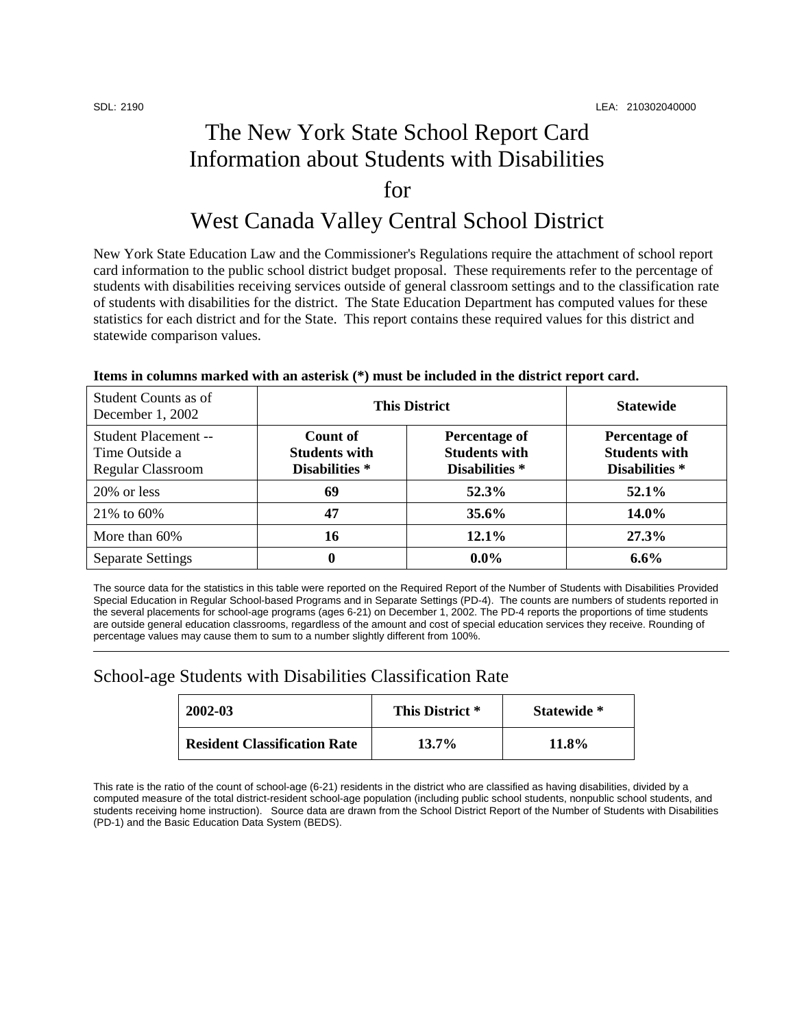SDL: 2190 LEA: 210302040000

# The New York State School Report Card Information about Students with Disabilities for West Canada Valley Central School District

New York State Education Law and the Commissioner's Regulations require the attachment of school report card information to the public school district budget proposal. These requirements refer to the percentage of students with disabilities receiving services outside of general classroom settings and to the classification rate of students with disabilities for the district. The State Education Department has computed values for these statistics for each district and for the State. This report contains these required values for this district and statewide comparison values.

**Items in columns marked with an asterisk (*) must be included in the district report card.**

| Student Counts as of December 1, 2002 | **This District** | | **Statewide** |
|---|---|---|---|
| Student Placement -- Time Outside a Regular Classroom | **Count of Students with Disabilities *** | **Percentage of Students with Disabilities *** | **Percentage of Students with Disabilities *** |
| 20% or less | **69** | **52.3%** | **52.1%** |
| 21% to 60% | **47** | **35.6%** | **14.0%** |
| More than 60% | **16** | **12.1%** | **27.3%** |
| Separate Settings | **0** | **0.0%** | **6.6%** |

The source data for the statistics in this table were reported on the Required Report of the Number of Students with Disabilities Provided Special Education in Regular School-based Programs and in Separate Settings (PD-4). The counts are numbers of students reported in the several placements for school-age programs (ages 6-21) on December 1, 2002. The PD-4 reports the proportions of time students are outside general education classrooms, regardless of the amount and cost of special education services they receive. Rounding of percentage values may cause them to sum to a number slightly different from 100%.

## School-age Students with Disabilities Classification Rate

| **2002-03** | **This District *** | **Statewide *** |
|---|---|---|
| **Resident Classification Rate** | **13.7%** | **11.8%** |

This rate is the ratio of the count of school-age (6-21) residents in the district who are classified as having disabilities, divided by a computed measure of the total district-resident school-age population (including public school students, nonpublic school students, and students receiving home instruction). Source data are drawn from the School District Report of the Number of Students with Disabilities (PD-1) and the Basic Education Data System (BEDS).